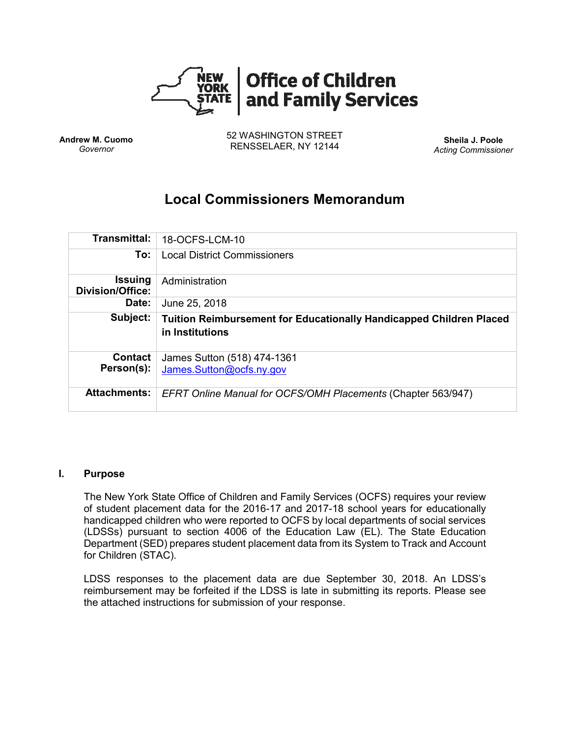# Office of Children and Family Services

**Andrew M. Cuomo**
*Governor*

52 WASHINGTON STREET
RENSSELAER, NY 12144

**Sheila J. Poole**
*Acting Commissioner*

## Local Commissioners Memorandum

| | |
|---|---|
| **Transmittal:** | 18-OCFS-LCM-10 |
| **To:** | Local District Commissioners |
| **Issuing Division/Office:** | Administration |
| **Date:** | June 25, 2018 |
| **Subject:** | **Tuition Reimbursement for Educationally Handicapped Children Placed in Institutions** |
| **Contact Person(s):** | James Sutton (518) 474-1361 James.Sutton@ocfs.ny.gov |
| **Attachments:** | *EFRT Online Manual for OCFS/OMH Placements* (Chapter 563/947) |

### I. Purpose

The New York State Office of Children and Family Services (OCFS) requires your review of student placement data for the 2016-17 and 2017-18 school years for educationally handicapped children who were reported to OCFS by local departments of social services (LDSSs) pursuant to section 4006 of the Education Law (EL). The State Education Department (SED) prepares student placement data from its System to Track and Account for Children (STAC).

LDSS responses to the placement data are due September 30, 2018. An LDSS's reimbursement may be forfeited if the LDSS is late in submitting its reports. Please see the attached instructions for submission of your response.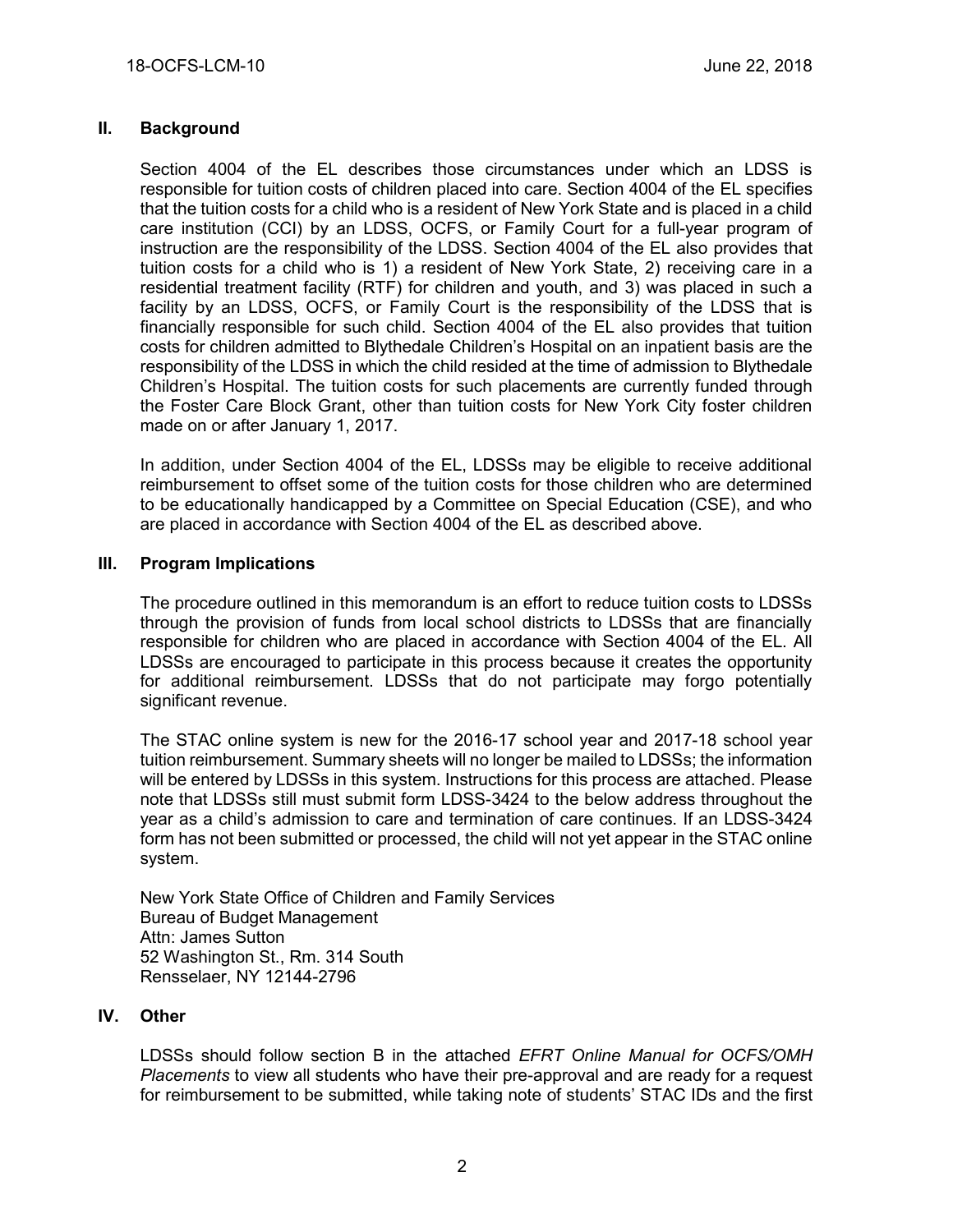## II. Background

Section 4004 of the EL describes those circumstances under which an LDSS is responsible for tuition costs of children placed into care. Section 4004 of the EL specifies that the tuition costs for a child who is a resident of New York State and is placed in a child care institution (CCI) by an LDSS, OCFS, or Family Court for a full-year program of instruction are the responsibility of the LDSS. Section 4004 of the EL also provides that tuition costs for a child who is 1) a resident of New York State, 2) receiving care in a residential treatment facility (RTF) for children and youth, and 3) was placed in such a facility by an LDSS, OCFS, or Family Court is the responsibility of the LDSS that is financially responsible for such child. Section 4004 of the EL also provides that tuition costs for children admitted to Blythedale Children's Hospital on an inpatient basis are the responsibility of the LDSS in which the child resided at the time of admission to Blythedale Children's Hospital. The tuition costs for such placements are currently funded through the Foster Care Block Grant, other than tuition costs for New York City foster children made on or after January 1, 2017.

In addition, under Section 4004 of the EL, LDSSs may be eligible to receive additional reimbursement to offset some of the tuition costs for those children who are determined to be educationally handicapped by a Committee on Special Education (CSE), and who are placed in accordance with Section 4004 of the EL as described above.

## III. Program Implications

The procedure outlined in this memorandum is an effort to reduce tuition costs to LDSSs through the provision of funds from local school districts to LDSSs that are financially responsible for children who are placed in accordance with Section 4004 of the EL. All LDSSs are encouraged to participate in this process because it creates the opportunity for additional reimbursement. LDSSs that do not participate may forgo potentially significant revenue.

The STAC online system is new for the 2016-17 school year and 2017-18 school year tuition reimbursement. Summary sheets will no longer be mailed to LDSSs; the information will be entered by LDSSs in this system. Instructions for this process are attached. Please note that LDSSs still must submit form LDSS-3424 to the below address throughout the year as a child's admission to care and termination of care continues. If an LDSS-3424 form has not been submitted or processed, the child will not yet appear in the STAC online system.

New York State Office of Children and Family Services
Bureau of Budget Management
Attn: James Sutton
52 Washington St., Rm. 314 South
Rensselaer, NY 12144-2796

## IV. Other

LDSSs should follow section B in the attached *EFRT Online Manual for OCFS/OMH Placements* to view all students who have their pre-approval and are ready for a request for reimbursement to be submitted, while taking note of students' STAC IDs and the first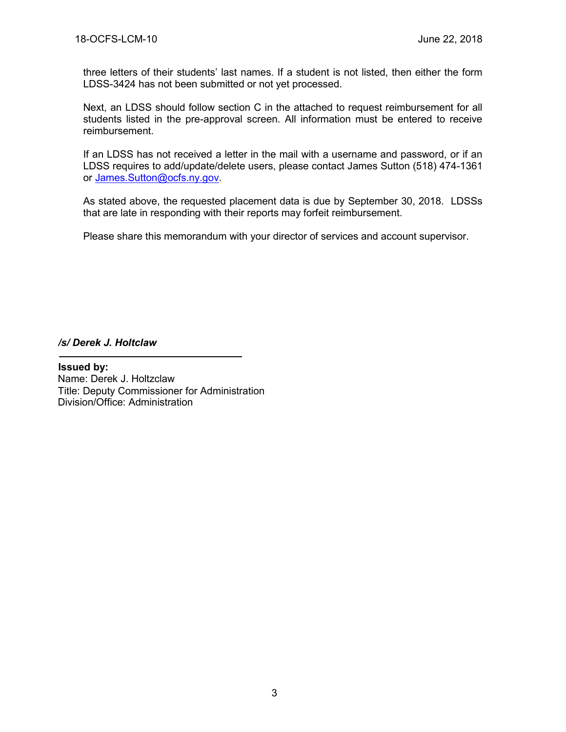three letters of their students' last names. If a student is not listed, then either the form LDSS-3424 has not been submitted or not yet processed.

Next, an LDSS should follow section C in the attached to request reimbursement for all students listed in the pre-approval screen. All information must be entered to receive reimbursement.

If an LDSS has not received a letter in the mail with a username and password, or if an LDSS requires to add/update/delete users, please contact James Sutton (518) 474-1361 or James.Sutton@ocfs.ny.gov.

As stated above, the requested placement data is due by September 30, 2018. LDSSs that are late in responding with their reports may forfeit reimbursement.

Please share this memorandum with your director of services and account supervisor.

***/s/ Derek J. Holtclaw***

**Issued by:**
Name: Derek J. Holtzclaw
Title: Deputy Commissioner for Administration
Division/Office: Administration